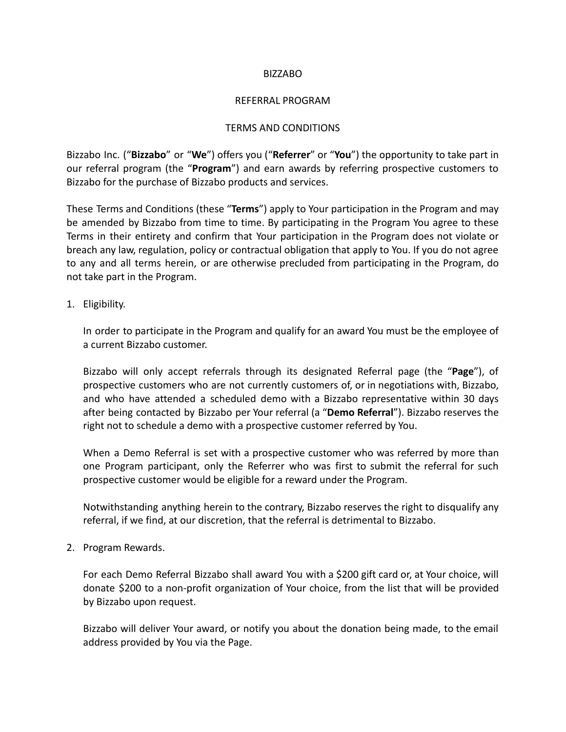# BIZZABO

## REFERRAL PROGRAM

## TERMS AND CONDITIONS

Bizzabo Inc. (“**Bizzabo**” or “**We**”) offers you (“**Referrer**” or “**You**”) the opportunity to take part in our referral program (the “**Program**”) and earn awards by referring prospective customers to Bizzabo for the purchase of Bizzabo products and services.

These Terms and Conditions (these “**Terms**”) apply to Your participation in the Program and may be amended by Bizzabo from time to time. By participating in the Program You agree to these Terms in their entirety and confirm that Your participation in the Program does not violate or breach any law, regulation, policy or contractual obligation that apply to You. If you do not agree to any and all terms herein, or are otherwise precluded from participating in the Program, do not take part in the Program.

1. Eligibility.

   In order to participate in the Program and qualify for an award You must be the employee of a current Bizzabo customer.

   Bizzabo will only accept referrals through its designated Referral page (the “**Page**”), of prospective customers who are not currently customers of, or in negotiations with, Bizzabo, and who have attended a scheduled demo with a Bizzabo representative within 30 days after being contacted by Bizzabo per Your referral (a “**Demo Referral**”). Bizzabo reserves the right not to schedule a demo with a prospective customer referred by You.

   When a Demo Referral is set with a prospective customer who was referred by more than one Program participant, only the Referrer who was first to submit the referral for such prospective customer would be eligible for a reward under the Program.

   Notwithstanding anything herein to the contrary, Bizzabo reserves the right to disqualify any referral, if we find, at our discretion, that the referral is detrimental to Bizzabo.

2. Program Rewards.

   For each Demo Referral Bizzabo shall award You with a $200 gift card or, at Your choice, will donate $200 to a non-profit organization of Your choice, from the list that will be provided by Bizzabo upon request.

   Bizzabo will deliver Your award, or notify you about the donation being made, to the email address provided by You via the Page.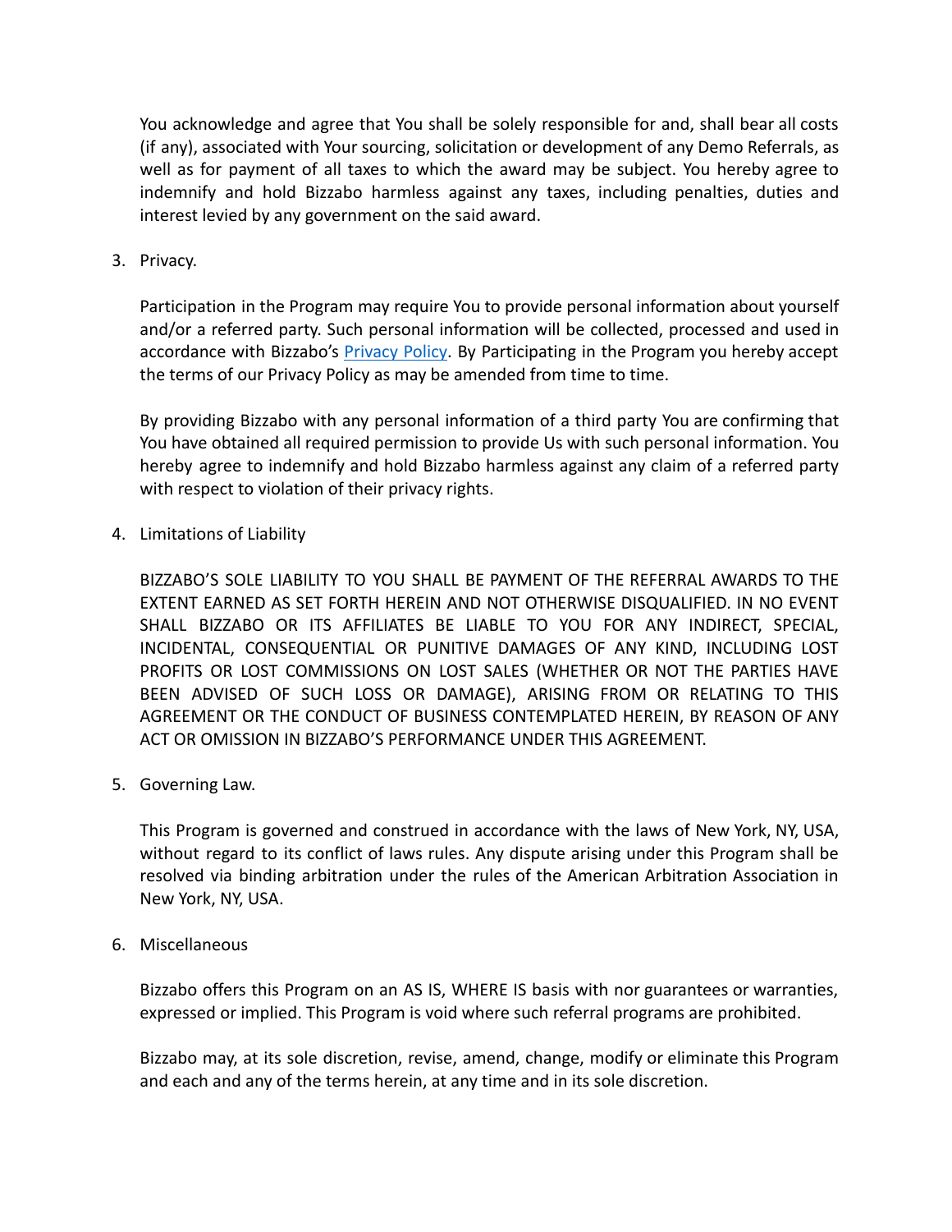You acknowledge and agree that You shall be solely responsible for and, shall bear all costs (if any), associated with Your sourcing, solicitation or development of any Demo Referrals, as well as for payment of all taxes to which the award may be subject. You hereby agree to indemnify and hold Bizzabo harmless against any taxes, including penalties, duties and interest levied by any government on the said award.

3. Privacy.

   Participation in the Program may require You to provide personal information about yourself and/or a referred party. Such personal information will be collected, processed and used in accordance with Bizzabo's [Privacy Policy](). By Participating in the Program you hereby accept the terms of our Privacy Policy as may be amended from time to time.

   By providing Bizzabo with any personal information of a third party You are confirming that You have obtained all required permission to provide Us with such personal information. You hereby agree to indemnify and hold Bizzabo harmless against any claim of a referred party with respect to violation of their privacy rights.

4. Limitations of Liability

   BIZZABO'S SOLE LIABILITY TO YOU SHALL BE PAYMENT OF THE REFERRAL AWARDS TO THE EXTENT EARNED AS SET FORTH HEREIN AND NOT OTHERWISE DISQUALIFIED. IN NO EVENT SHALL BIZZABO OR ITS AFFILIATES BE LIABLE TO YOU FOR ANY INDIRECT, SPECIAL, INCIDENTAL, CONSEQUENTIAL OR PUNITIVE DAMAGES OF ANY KIND, INCLUDING LOST PROFITS OR LOST COMMISSIONS ON LOST SALES (WHETHER OR NOT THE PARTIES HAVE BEEN ADVISED OF SUCH LOSS OR DAMAGE), ARISING FROM OR RELATING TO THIS AGREEMENT OR THE CONDUCT OF BUSINESS CONTEMPLATED HEREIN, BY REASON OF ANY ACT OR OMISSION IN BIZZABO'S PERFORMANCE UNDER THIS AGREEMENT.

5. Governing Law.

   This Program is governed and construed in accordance with the laws of New York, NY, USA, without regard to its conflict of laws rules. Any dispute arising under this Program shall be resolved via binding arbitration under the rules of the American Arbitration Association in New York, NY, USA.

6. Miscellaneous

   Bizzabo offers this Program on an AS IS, WHERE IS basis with nor guarantees or warranties, expressed or implied. This Program is void where such referral programs are prohibited.

   Bizzabo may, at its sole discretion, revise, amend, change, modify or eliminate this Program and each and any of the terms herein, at any time and in its sole discretion.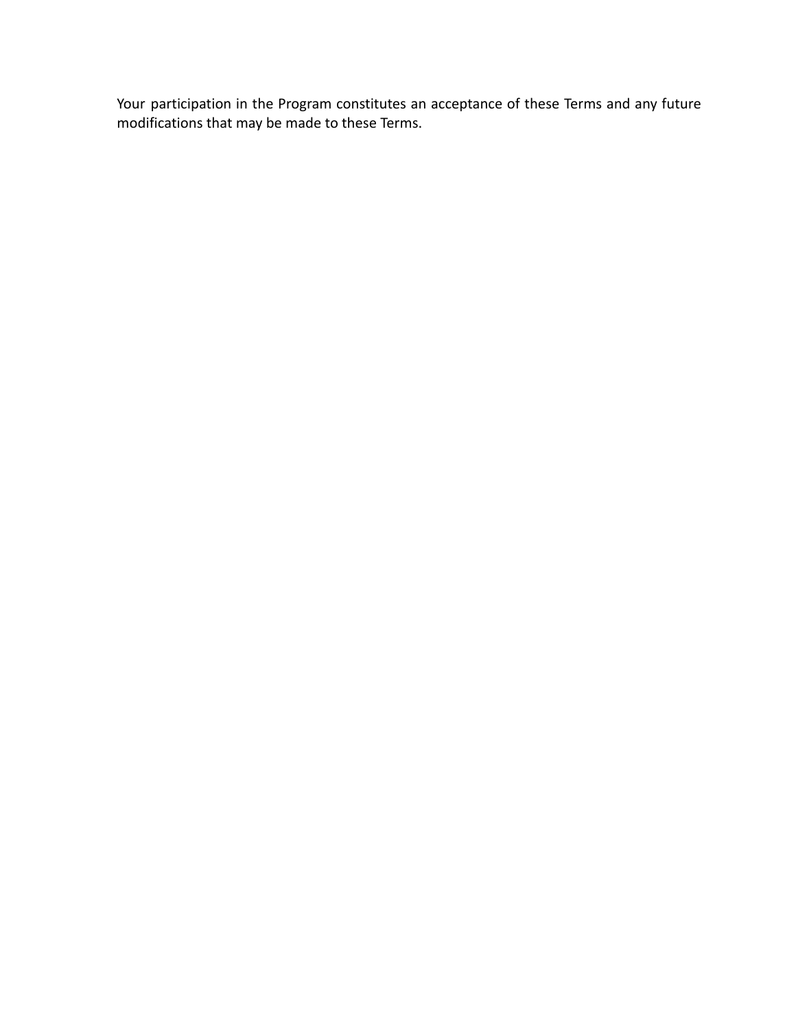Your participation in the Program constitutes an acceptance of these Terms and any future modifications that may be made to these Terms.